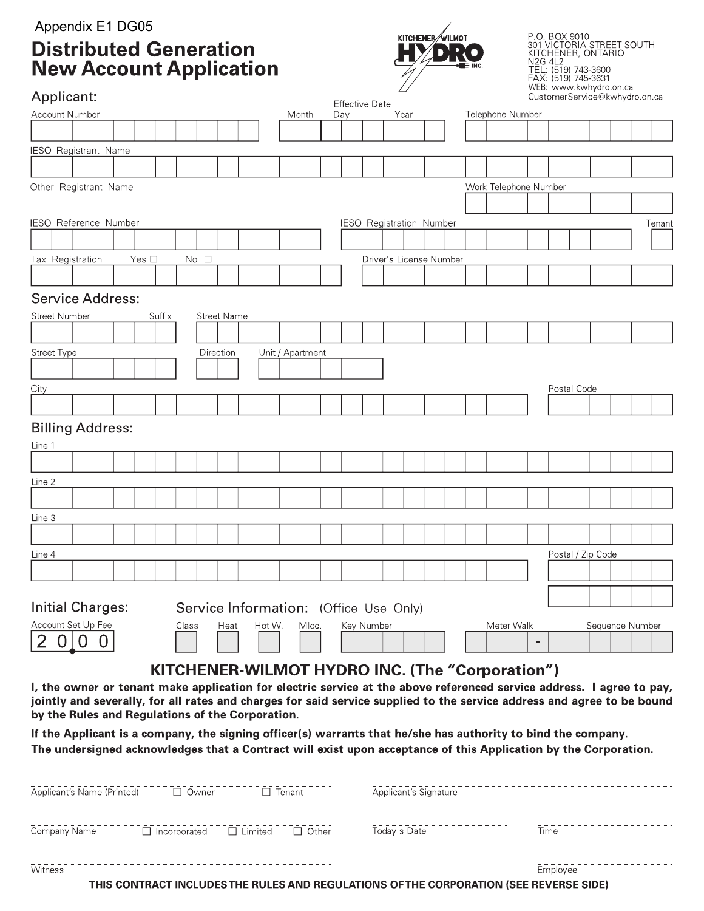Appendix E1 DG05

# Distributed Generation New Account Application

KITCHENER WILMOT HYDRO INC.

P.O. BOX 9010
301 VICTORIA STREET SOUTH
KITCHENER, ONTARIO
N2G 4L2
TEL: (519) 743-3600
FAX: (519) 745-3631
WEB: www.kwhydro.on.ca
CustomerService@kwhydro.on.ca

## Applicant:

Account Number

Effective Date: Month / Day / Year

Telephone Number

IESO Registrant Name

Other Registrant Name

Work Telephone Number

IESO Reference Number

IESO Registration Number

Tenant

Tax Registration Yes ☐ No ☐

Driver's License Number

## Service Address:

Street Number

Suffix

Street Name

Street Type

Direction

Unit / Apartment

City

Postal Code

## Billing Address:

Line 1

Line 2

Line 3

Line 4

Postal / Zip Code

## Initial Charges:

Account Set Up Fee

20.00

## Service Information: (Office Use Only)

| Class | Heat | Hot W. | Mloc. | Key Number | Meter Walk | Sequence Number |
|---|---|---|---|---|---|---|
| | | | | | - | |

## KITCHENER-WILMOT HYDRO INC. (The "Corporation")

**I, the owner or tenant make application for electric service at the above referenced service address. I agree to pay, jointly and severally, for all rates and charges for said service supplied to the service address and agree to be bound by the Rules and Regulations of the Corporation.**

**If the Applicant is a company, the signing officer(s) warrants that he/she has authority to bind the company.**
**The undersigned acknowledges that a Contract will exist upon acceptance of this Application by the Corporation.**

Applicant's Name (Printed) ☐ Owner ☐ Tenant

Applicant's Signature

Company Name ☐ Incorporated ☐ Limited ☐ Other

Today's Date

Time

Witness

Employee

**THIS CONTRACT INCLUDES THE RULES AND REGULATIONS OF THE CORPORATION (SEE REVERSE SIDE)**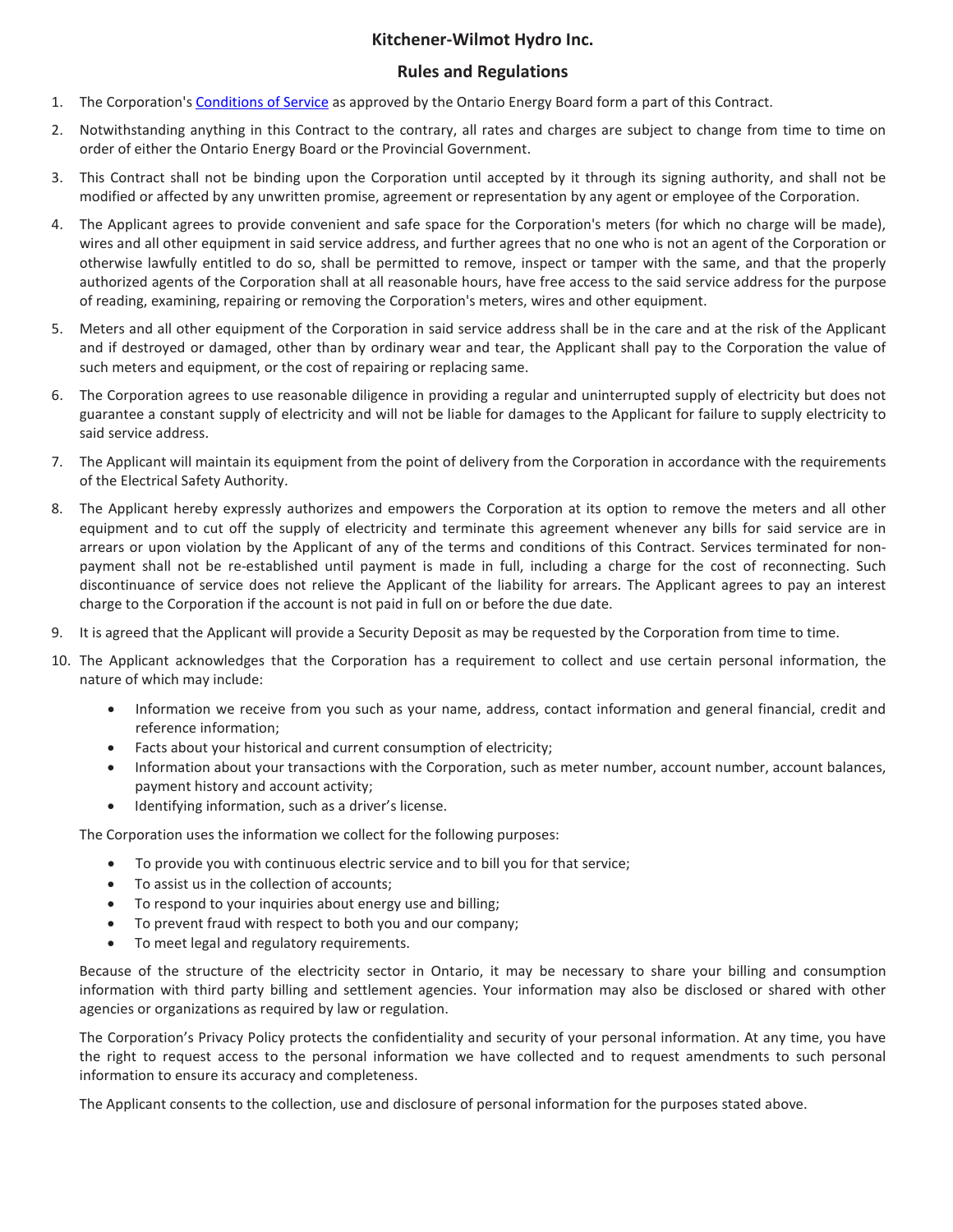## Kitchener-Wilmot Hydro Inc.

## Rules and Regulations

1. The Corporation's Conditions of Service as approved by the Ontario Energy Board form a part of this Contract.
2. Notwithstanding anything in this Contract to the contrary, all rates and charges are subject to change from time to time on order of either the Ontario Energy Board or the Provincial Government.
3. This Contract shall not be binding upon the Corporation until accepted by it through its signing authority, and shall not be modified or affected by any unwritten promise, agreement or representation by any agent or employee of the Corporation.
4. The Applicant agrees to provide convenient and safe space for the Corporation's meters (for which no charge will be made), wires and all other equipment in said service address, and further agrees that no one who is not an agent of the Corporation or otherwise lawfully entitled to do so, shall be permitted to remove, inspect or tamper with the same, and that the properly authorized agents of the Corporation shall at all reasonable hours, have free access to the said service address for the purpose of reading, examining, repairing or removing the Corporation's meters, wires and other equipment.
5. Meters and all other equipment of the Corporation in said service address shall be in the care and at the risk of the Applicant and if destroyed or damaged, other than by ordinary wear and tear, the Applicant shall pay to the Corporation the value of such meters and equipment, or the cost of repairing or replacing same.
6. The Corporation agrees to use reasonable diligence in providing a regular and uninterrupted supply of electricity but does not guarantee a constant supply of electricity and will not be liable for damages to the Applicant for failure to supply electricity to said service address.
7. The Applicant will maintain its equipment from the point of delivery from the Corporation in accordance with the requirements of the Electrical Safety Authority.
8. The Applicant hereby expressly authorizes and empowers the Corporation at its option to remove the meters and all other equipment and to cut off the supply of electricity and terminate this agreement whenever any bills for said service are in arrears or upon violation by the Applicant of any of the terms and conditions of this Contract. Services terminated for non-payment shall not be re-established until payment is made in full, including a charge for the cost of reconnecting. Such discontinuance of service does not relieve the Applicant of the liability for arrears. The Applicant agrees to pay an interest charge to the Corporation if the account is not paid in full on or before the due date.
9. It is agreed that the Applicant will provide a Security Deposit as may be requested by the Corporation from time to time.
10. The Applicant acknowledges that the Corporation has a requirement to collect and use certain personal information, the nature of which may include:

    - Information we receive from you such as your name, address, contact information and general financial, credit and reference information;
    - Facts about your historical and current consumption of electricity;
    - Information about your transactions with the Corporation, such as meter number, account number, account balances, payment history and account activity;
    - Identifying information, such as a driver's license.

    The Corporation uses the information we collect for the following purposes:

    - To provide you with continuous electric service and to bill you for that service;
    - To assist us in the collection of accounts;
    - To respond to your inquiries about energy use and billing;
    - To prevent fraud with respect to both you and our company;
    - To meet legal and regulatory requirements.

    Because of the structure of the electricity sector in Ontario, it may be necessary to share your billing and consumption information with third party billing and settlement agencies. Your information may also be disclosed or shared with other agencies or organizations as required by law or regulation.

    The Corporation's Privacy Policy protects the confidentiality and security of your personal information. At any time, you have the right to request access to the personal information we have collected and to request amendments to such personal information to ensure its accuracy and completeness.

    The Applicant consents to the collection, use and disclosure of personal information for the purposes stated above.